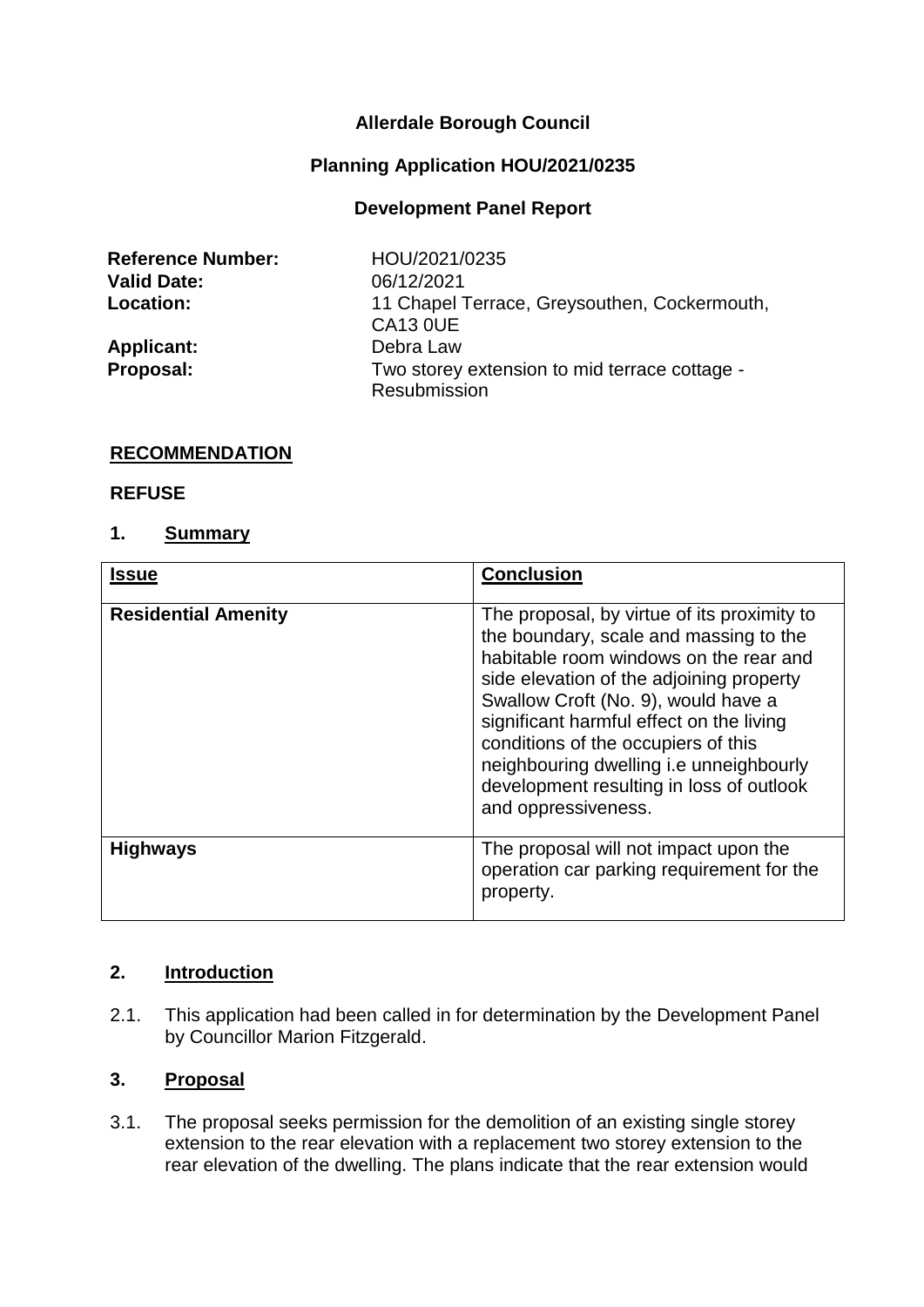**Allerdale Borough Council**

**Planning Application HOU/2021/0235**

**Development Panel Report**

| | |
|---|---|
| **Reference Number:** | HOU/2021/0235 |
| **Valid Date:** | 06/12/2021 |
| **Location:** | 11 Chapel Terrace, Greysouthen, Cockermouth, CA13 0UE |
| **Applicant:** | Debra Law |
| **Proposal:** | Two storey extension to mid terrace cottage - Resubmission |

## RECOMMENDATION

**REFUSE**

## 1. Summary

| Issue | Conclusion |
|---|---|
| **Residential Amenity** | The proposal, by virtue of its proximity to the boundary, scale and massing to the habitable room windows on the rear and side elevation of the adjoining property Swallow Croft (No. 9), would have a significant harmful effect on the living conditions of the occupiers of this neighbouring dwelling i.e unneighbourly development resulting in loss of outlook and oppressiveness. |
| **Highways** | The proposal will not impact upon the operation car parking requirement for the property. |

## 2. Introduction

2.1. This application had been called in for determination by the Development Panel by Councillor Marion Fitzgerald.

## 3. Proposal

3.1. The proposal seeks permission for the demolition of an existing single storey extension to the rear elevation with a replacement two storey extension to the rear elevation of the dwelling. The plans indicate that the rear extension would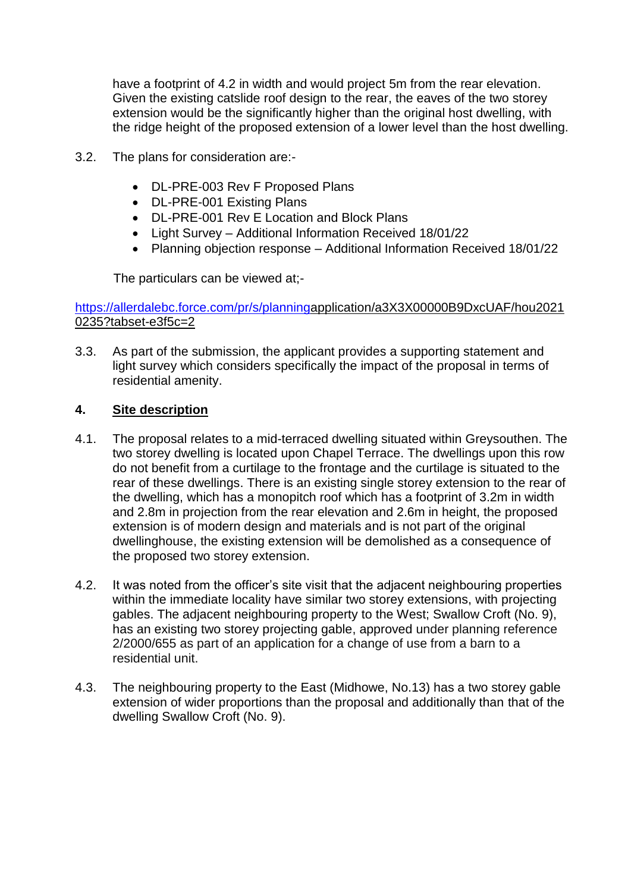have a footprint of 4.2 in width and would project 5m from the rear elevation. Given the existing catslide roof design to the rear, the eaves of the two storey extension would be the significantly higher than the original host dwelling, with the ridge height of the proposed extension of a lower level than the host dwelling.

3.2. The plans for consideration are:-

- DL-PRE-003 Rev F Proposed Plans
- DL-PRE-001 Existing Plans
- DL-PRE-001 Rev E Location and Block Plans
- Light Survey – Additional Information Received 18/01/22
- Planning objection response – Additional Information Received 18/01/22

The particulars can be viewed at;-

https://allerdalebc.force.com/pr/s/planningapplication/a3X3X00000B9DxcUAF/hou20210235?tabset-e3f5c=2

3.3. As part of the submission, the applicant provides a supporting statement and light survey which considers specifically the impact of the proposal in terms of residential amenity.

## 4. Site description

4.1. The proposal relates to a mid-terraced dwelling situated within Greysouthen. The two storey dwelling is located upon Chapel Terrace. The dwellings upon this row do not benefit from a curtilage to the frontage and the curtilage is situated to the rear of these dwellings. There is an existing single storey extension to the rear of the dwelling, which has a monopitch roof which has a footprint of 3.2m in width and 2.8m in projection from the rear elevation and 2.6m in height, the proposed extension is of modern design and materials and is not part of the original dwellinghouse, the existing extension will be demolished as a consequence of the proposed two storey extension.

4.2. It was noted from the officer's site visit that the adjacent neighbouring properties within the immediate locality have similar two storey extensions, with projecting gables. The adjacent neighbouring property to the West; Swallow Croft (No. 9), has an existing two storey projecting gable, approved under planning reference 2/2000/655 as part of an application for a change of use from a barn to a residential unit.

4.3. The neighbouring property to the East (Midhowe, No.13) has a two storey gable extension of wider proportions than the proposal and additionally than that of the dwelling Swallow Croft (No. 9).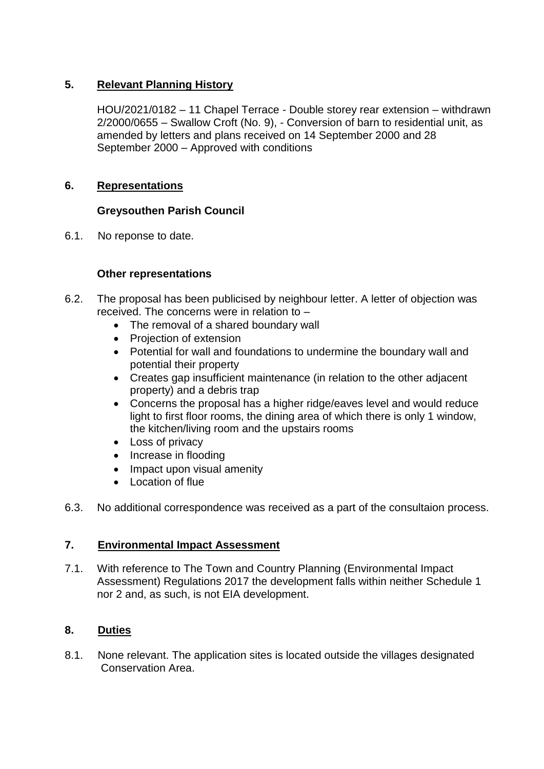## 5. Relevant Planning History

HOU/2021/0182 – 11 Chapel Terrace - Double storey rear extension – withdrawn
2/2000/0655 – Swallow Croft (No. 9), - Conversion of barn to residential unit, as amended by letters and plans received on 14 September 2000 and 28 September 2000 – Approved with conditions

## 6. Representations

**Greysouthen Parish Council**

6.1. No reponse to date.

**Other representations**

6.2. The proposal has been publicised by neighbour letter. A letter of objection was received. The concerns were in relation to –

- The removal of a shared boundary wall
- Projection of extension
- Potential for wall and foundations to undermine the boundary wall and potential their property
- Creates gap insufficient maintenance (in relation to the other adjacent property) and a debris trap
- Concerns the proposal has a higher ridge/eaves level and would reduce light to first floor rooms, the dining area of which there is only 1 window, the kitchen/living room and the upstairs rooms
- Loss of privacy
- Increase in flooding
- Impact upon visual amenity
- Location of flue

6.3. No additional correspondence was received as a part of the consultaion process.

## 7. Environmental Impact Assessment

7.1. With reference to The Town and Country Planning (Environmental Impact Assessment) Regulations 2017 the development falls within neither Schedule 1 nor 2 and, as such, is not EIA development.

## 8. Duties

8.1. None relevant. The application sites is located outside the villages designated Conservation Area.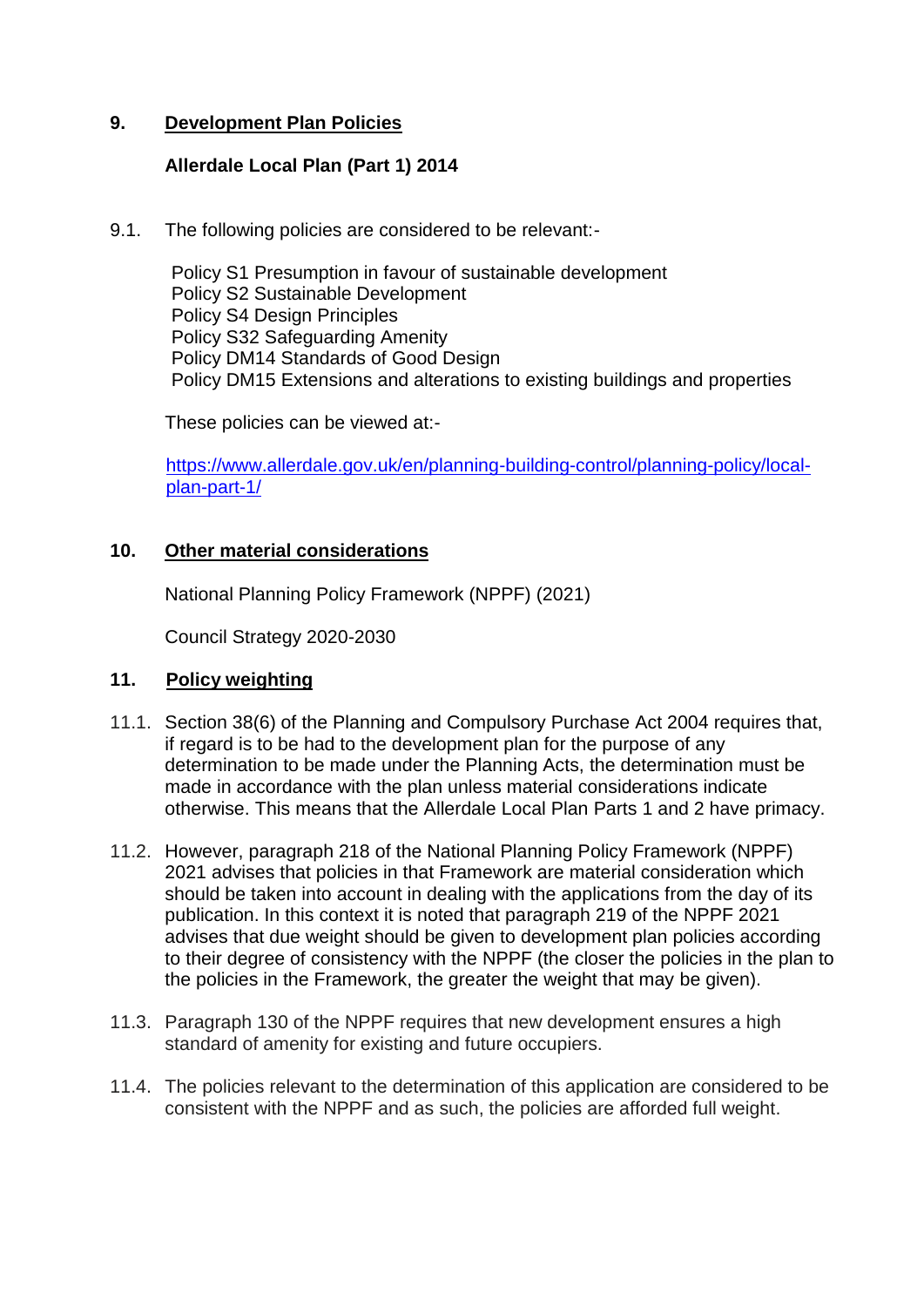## 9. Development Plan Policies

### Allerdale Local Plan (Part 1) 2014

9.1. The following policies are considered to be relevant:-

Policy S1 Presumption in favour of sustainable development
Policy S2 Sustainable Development
Policy S4 Design Principles
Policy S32 Safeguarding Amenity
Policy DM14 Standards of Good Design
Policy DM15 Extensions and alterations to existing buildings and properties

These policies can be viewed at:-

https://www.allerdale.gov.uk/en/planning-building-control/planning-policy/local-plan-part-1/

## 10. Other material considerations

National Planning Policy Framework (NPPF) (2021)

Council Strategy 2020-2030

## 11. Policy weighting

11.1. Section 38(6) of the Planning and Compulsory Purchase Act 2004 requires that, if regard is to be had to the development plan for the purpose of any determination to be made under the Planning Acts, the determination must be made in accordance with the plan unless material considerations indicate otherwise. This means that the Allerdale Local Plan Parts 1 and 2 have primacy.

11.2. However, paragraph 218 of the National Planning Policy Framework (NPPF) 2021 advises that policies in that Framework are material consideration which should be taken into account in dealing with the applications from the day of its publication. In this context it is noted that paragraph 219 of the NPPF 2021 advises that due weight should be given to development plan policies according to their degree of consistency with the NPPF (the closer the policies in the plan to the policies in the Framework, the greater the weight that may be given).

11.3. Paragraph 130 of the NPPF requires that new development ensures a high standard of amenity for existing and future occupiers.

11.4. The policies relevant to the determination of this application are considered to be consistent with the NPPF and as such, the policies are afforded full weight.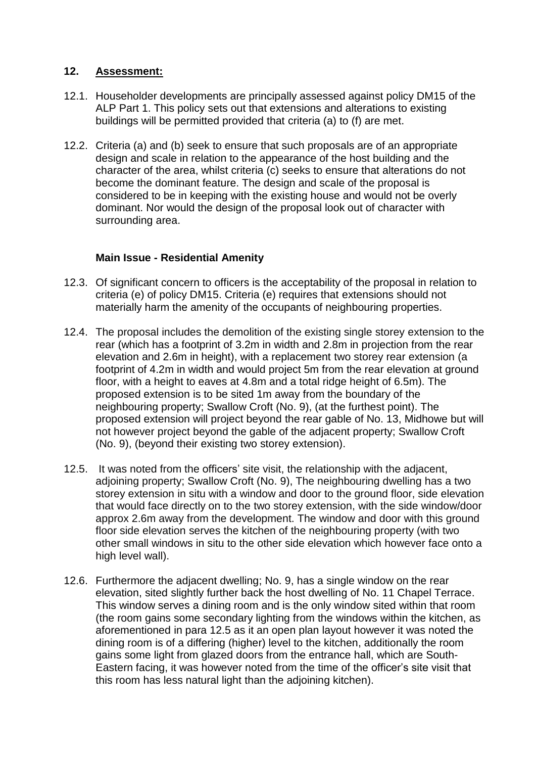## 12. Assessment:

12.1. Householder developments are principally assessed against policy DM15 of the ALP Part 1. This policy sets out that extensions and alterations to existing buildings will be permitted provided that criteria (a) to (f) are met.

12.2. Criteria (a) and (b) seek to ensure that such proposals are of an appropriate design and scale in relation to the appearance of the host building and the character of the area, whilst criteria (c) seeks to ensure that alterations do not become the dominant feature. The design and scale of the proposal is considered to be in keeping with the existing house and would not be overly dominant. Nor would the design of the proposal look out of character with surrounding area.

### Main Issue - Residential Amenity

12.3. Of significant concern to officers is the acceptability of the proposal in relation to criteria (e) of policy DM15. Criteria (e) requires that extensions should not materially harm the amenity of the occupants of neighbouring properties.

12.4. The proposal includes the demolition of the existing single storey extension to the rear (which has a footprint of 3.2m in width and 2.8m in projection from the rear elevation and 2.6m in height), with a replacement two storey rear extension (a footprint of 4.2m in width and would project 5m from the rear elevation at ground floor, with a height to eaves at 4.8m and a total ridge height of 6.5m). The proposed extension is to be sited 1m away from the boundary of the neighbouring property; Swallow Croft (No. 9), (at the furthest point). The proposed extension will project beyond the rear gable of No. 13, Midhowe but will not however project beyond the gable of the adjacent property; Swallow Croft (No. 9), (beyond their existing two storey extension).

12.5. It was noted from the officers' site visit, the relationship with the adjacent, adjoining property; Swallow Croft (No. 9), The neighbouring dwelling has a two storey extension in situ with a window and door to the ground floor, side elevation that would face directly on to the two storey extension, with the side window/door approx 2.6m away from the development. The window and door with this ground floor side elevation serves the kitchen of the neighbouring property (with two other small windows in situ to the other side elevation which however face onto a high level wall).

12.6. Furthermore the adjacent dwelling; No. 9, has a single window on the rear elevation, sited slightly further back the host dwelling of No. 11 Chapel Terrace. This window serves a dining room and is the only window sited within that room (the room gains some secondary lighting from the windows within the kitchen, as aforementioned in para 12.5 as it an open plan layout however it was noted the dining room is of a differing (higher) level to the kitchen, additionally the room gains some light from glazed doors from the entrance hall, which are South-Eastern facing, it was however noted from the time of the officer's site visit that this room has less natural light than the adjoining kitchen).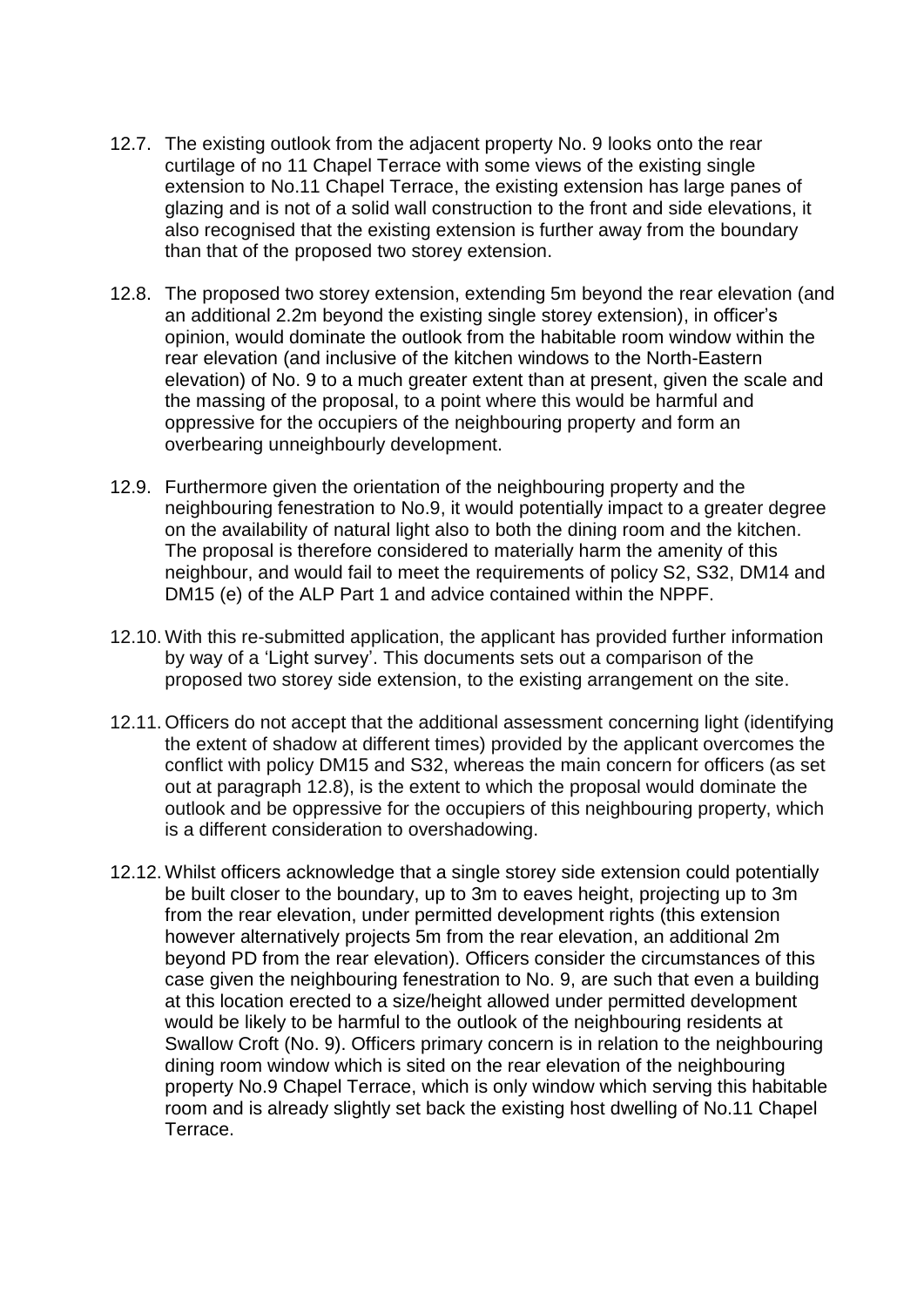12.7. The existing outlook from the adjacent property No. 9 looks onto the rear curtilage of no 11 Chapel Terrace with some views of the existing single extension to No.11 Chapel Terrace, the existing extension has large panes of glazing and is not of a solid wall construction to the front and side elevations, it also recognised that the existing extension is further away from the boundary than that of the proposed two storey extension.

12.8. The proposed two storey extension, extending 5m beyond the rear elevation (and an additional 2.2m beyond the existing single storey extension), in officer's opinion, would dominate the outlook from the habitable room window within the rear elevation (and inclusive of the kitchen windows to the North-Eastern elevation) of No. 9 to a much greater extent than at present, given the scale and the massing of the proposal, to a point where this would be harmful and oppressive for the occupiers of the neighbouring property and form an overbearing unneighbourly development.

12.9. Furthermore given the orientation of the neighbouring property and the neighbouring fenestration to No.9, it would potentially impact to a greater degree on the availability of natural light also to both the dining room and the kitchen. The proposal is therefore considered to materially harm the amenity of this neighbour, and would fail to meet the requirements of policy S2, S32, DM14 and DM15 (e) of the ALP Part 1 and advice contained within the NPPF.

12.10. With this re-submitted application, the applicant has provided further information by way of a 'Light survey'. This documents sets out a comparison of the proposed two storey side extension, to the existing arrangement on the site.

12.11. Officers do not accept that the additional assessment concerning light (identifying the extent of shadow at different times) provided by the applicant overcomes the conflict with policy DM15 and S32, whereas the main concern for officers (as set out at paragraph 12.8), is the extent to which the proposal would dominate the outlook and be oppressive for the occupiers of this neighbouring property, which is a different consideration to overshadowing.

12.12. Whilst officers acknowledge that a single storey side extension could potentially be built closer to the boundary, up to 3m to eaves height, projecting up to 3m from the rear elevation, under permitted development rights (this extension however alternatively projects 5m from the rear elevation, an additional 2m beyond PD from the rear elevation). Officers consider the circumstances of this case given the neighbouring fenestration to No. 9, are such that even a building at this location erected to a size/height allowed under permitted development would be likely to be harmful to the outlook of the neighbouring residents at Swallow Croft (No. 9). Officers primary concern is in relation to the neighbouring dining room window which is sited on the rear elevation of the neighbouring property No.9 Chapel Terrace, which is only window which serving this habitable room and is already slightly set back the existing host dwelling of No.11 Chapel Terrace.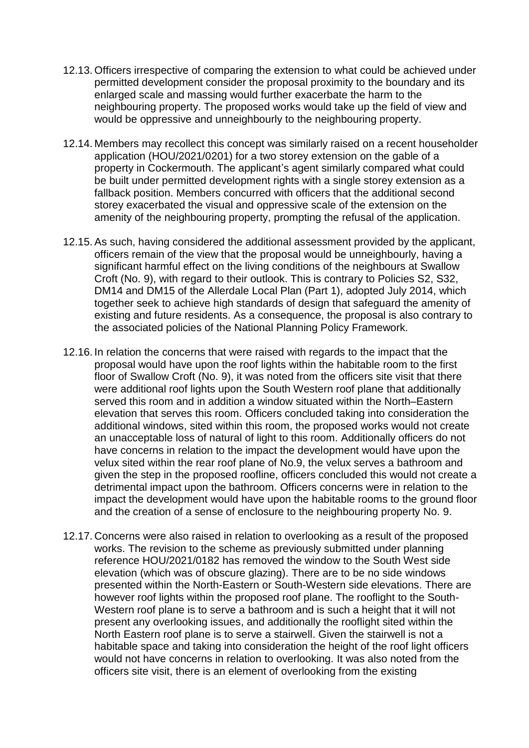12.13. Officers irrespective of comparing the extension to what could be achieved under permitted development consider the proposal proximity to the boundary and its enlarged scale and massing would further exacerbate the harm to the neighbouring property. The proposed works would take up the field of view and would be oppressive and unneighbourly to the neighbouring property.

12.14. Members may recollect this concept was similarly raised on a recent householder application (HOU/2021/0201) for a two storey extension on the gable of a property in Cockermouth. The applicant's agent similarly compared what could be built under permitted development rights with a single storey extension as a fallback position. Members concurred with officers that the additional second storey exacerbated the visual and oppressive scale of the extension on the amenity of the neighbouring property, prompting the refusal of the application.

12.15. As such, having considered the additional assessment provided by the applicant, officers remain of the view that the proposal would be unneighbourly, having a significant harmful effect on the living conditions of the neighbours at Swallow Croft (No. 9), with regard to their outlook. This is contrary to Policies S2, S32, DM14 and DM15 of the Allerdale Local Plan (Part 1), adopted July 2014, which together seek to achieve high standards of design that safeguard the amenity of existing and future residents. As a consequence, the proposal is also contrary to the associated policies of the National Planning Policy Framework.

12.16. In relation the concerns that were raised with regards to the impact that the proposal would have upon the roof lights within the habitable room to the first floor of Swallow Croft (No. 9), it was noted from the officers site visit that there were additional roof lights upon the South Western roof plane that additionally served this room and in addition a window situated within the North–Eastern elevation that serves this room. Officers concluded taking into consideration the additional windows, sited within this room, the proposed works would not create an unacceptable loss of natural of light to this room. Additionally officers do not have concerns in relation to the impact the development would have upon the velux sited within the rear roof plane of No.9, the velux serves a bathroom and given the step in the proposed roofline, officers concluded this would not create a detrimental impact upon the bathroom. Officers concerns were in relation to the impact the development would have upon the habitable rooms to the ground floor and the creation of a sense of enclosure to the neighbouring property No. 9.

12.17. Concerns were also raised in relation to overlooking as a result of the proposed works. The revision to the scheme as previously submitted under planning reference HOU/2021/0182 has removed the window to the South West side elevation (which was of obscure glazing). There are to be no side windows presented within the North-Eastern or South-Western side elevations. There are however roof lights within the proposed roof plane. The rooflight to the South-Western roof plane is to serve a bathroom and is such a height that it will not present any overlooking issues, and additionally the rooflight sited within the North Eastern roof plane is to serve a stairwell. Given the stairwell is not a habitable space and taking into consideration the height of the roof light officers would not have concerns in relation to overlooking. It was also noted from the officers site visit, there is an element of overlooking from the existing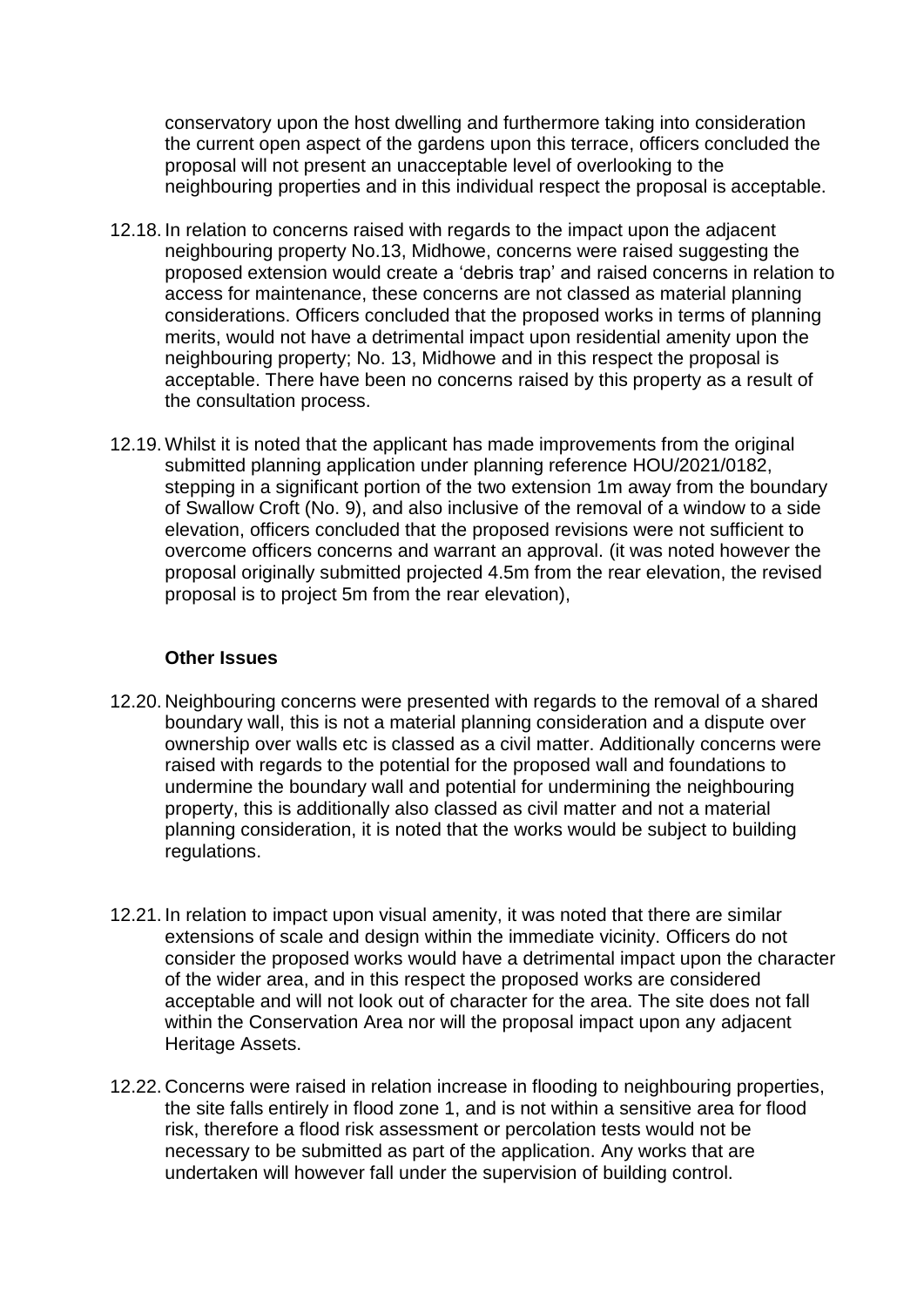conservatory upon the host dwelling and furthermore taking into consideration the current open aspect of the gardens upon this terrace, officers concluded the proposal will not present an unacceptable level of overlooking to the neighbouring properties and in this individual respect the proposal is acceptable.

12.18. In relation to concerns raised with regards to the impact upon the adjacent neighbouring property No.13, Midhowe, concerns were raised suggesting the proposed extension would create a 'debris trap' and raised concerns in relation to access for maintenance, these concerns are not classed as material planning considerations. Officers concluded that the proposed works in terms of planning merits, would not have a detrimental impact upon residential amenity upon the neighbouring property; No. 13, Midhowe and in this respect the proposal is acceptable. There have been no concerns raised by this property as a result of the consultation process.

12.19. Whilst it is noted that the applicant has made improvements from the original submitted planning application under planning reference HOU/2021/0182, stepping in a significant portion of the two extension 1m away from the boundary of Swallow Croft (No. 9), and also inclusive of the removal of a window to a side elevation, officers concluded that the proposed revisions were not sufficient to overcome officers concerns and warrant an approval. (it was noted however the proposal originally submitted projected 4.5m from the rear elevation, the revised proposal is to project 5m from the rear elevation),

**Other Issues**

12.20. Neighbouring concerns were presented with regards to the removal of a shared boundary wall, this is not a material planning consideration and a dispute over ownership over walls etc is classed as a civil matter. Additionally concerns were raised with regards to the potential for the proposed wall and foundations to undermine the boundary wall and potential for undermining the neighbouring property, this is additionally also classed as civil matter and not a material planning consideration, it is noted that the works would be subject to building regulations.

12.21. In relation to impact upon visual amenity, it was noted that there are similar extensions of scale and design within the immediate vicinity. Officers do not consider the proposed works would have a detrimental impact upon the character of the wider area, and in this respect the proposed works are considered acceptable and will not look out of character for the area. The site does not fall within the Conservation Area nor will the proposal impact upon any adjacent Heritage Assets.

12.22. Concerns were raised in relation increase in flooding to neighbouring properties, the site falls entirely in flood zone 1, and is not within a sensitive area for flood risk, therefore a flood risk assessment or percolation tests would not be necessary to be submitted as part of the application. Any works that are undertaken will however fall under the supervision of building control.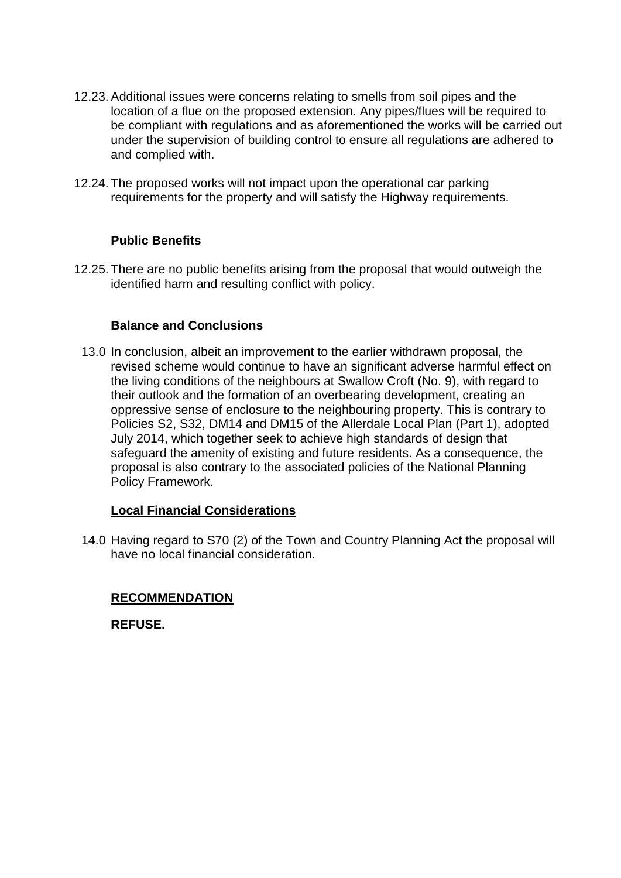12.23. Additional issues were concerns relating to smells from soil pipes and the location of a flue on the proposed extension. Any pipes/flues will be required to be compliant with regulations and as aforementioned the works will be carried out under the supervision of building control to ensure all regulations are adhered to and complied with.

12.24. The proposed works will not impact upon the operational car parking requirements for the property and will satisfy the Highway requirements.

**Public Benefits**

12.25. There are no public benefits arising from the proposal that would outweigh the identified harm and resulting conflict with policy.

**Balance and Conclusions**

13.0 In conclusion, albeit an improvement to the earlier withdrawn proposal, the revised scheme would continue to have an significant adverse harmful effect on the living conditions of the neighbours at Swallow Croft (No. 9), with regard to their outlook and the formation of an overbearing development, creating an oppressive sense of enclosure to the neighbouring property. This is contrary to Policies S2, S32, DM14 and DM15 of the Allerdale Local Plan (Part 1), adopted July 2014, which together seek to achieve high standards of design that safeguard the amenity of existing and future residents. As a consequence, the proposal is also contrary to the associated policies of the National Planning Policy Framework.

**Local Financial Considerations**

14.0 Having regard to S70 (2) of the Town and Country Planning Act the proposal will have no local financial consideration.

**RECOMMENDATION**

**REFUSE.**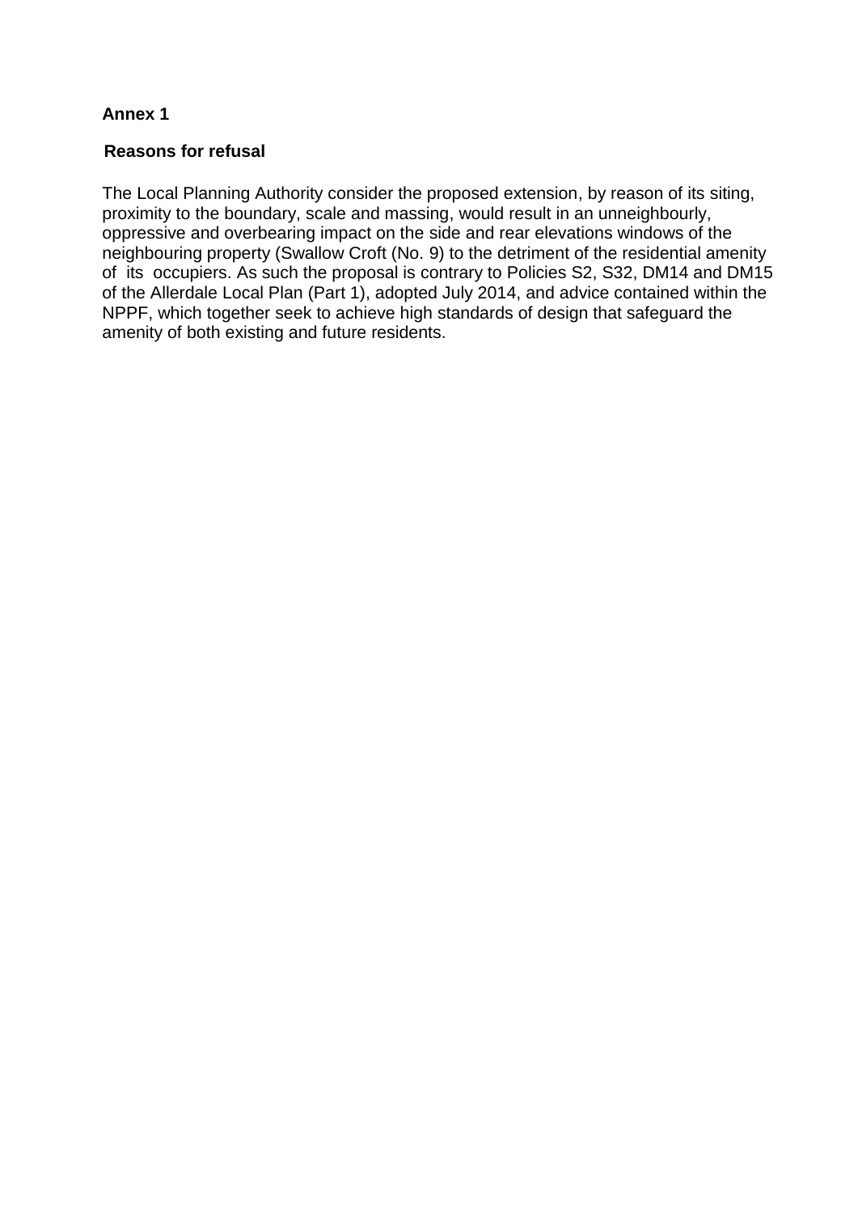**Annex 1**

**Reasons for refusal**

The Local Planning Authority consider the proposed extension, by reason of its siting, proximity to the boundary, scale and massing, would result in an unneighbourly, oppressive and overbearing impact on the side and rear elevations windows of the neighbouring property (Swallow Croft (No. 9) to the detriment of the residential amenity of its occupiers. As such the proposal is contrary to Policies S2, S32, DM14 and DM15 of the Allerdale Local Plan (Part 1), adopted July 2014, and advice contained within the NPPF, which together seek to achieve high standards of design that safeguard the amenity of both existing and future residents.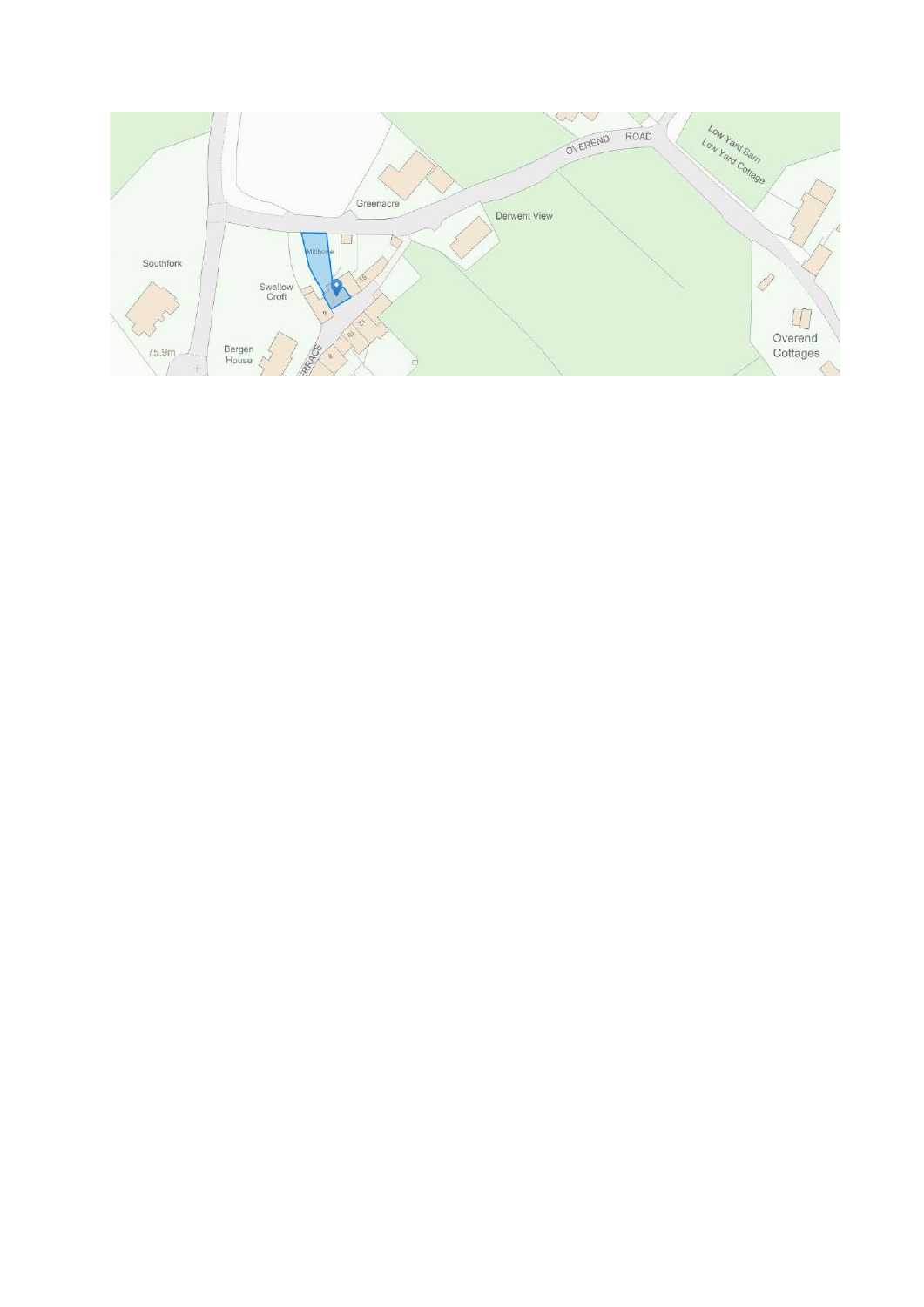OVEREND ROAD

Low Yard Barn

Low Yard Cottage

Greenacre

Derwent View

Southfork

Midhowe

Swallow Croft

15

9

8

10

12

Bergen House

75.9m

ERRACE

Overend Cottages